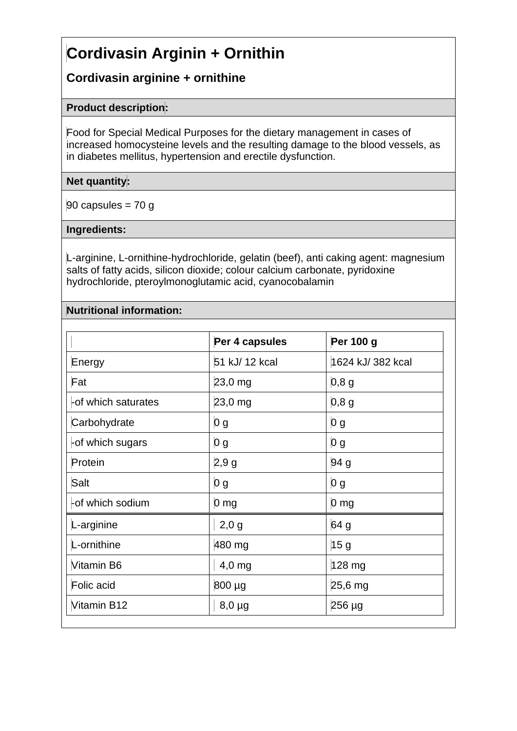# Cordivasin Arginin + Ornithin

## Cordivasin arginine + ornithine

**Product description:**

Food for Special Medical Purposes for the dietary management in cases of increased homocysteine levels and the resulting damage to the blood vessels, as in diabetes mellitus, hypertension and erectile dysfunction.

**Net quantity:**

90 capsules = 70 g

**Ingredients:**

L-arginine, L-ornithine-hydrochloride, gelatin (beef), anti caking agent: magnesium salts of fatty acids, silicon dioxide; colour calcium carbonate, pyridoxine hydrochloride, pteroylmonoglutamic acid, cyanocobalamin

**Nutritional information:**

| | Per 4 capsules | Per 100 g |
|---|---|---|
| Energy | 51 kJ/ 12 kcal | 1624 kJ/ 382 kcal |
| Fat | 23,0 mg | 0,8 g |
| -of which saturates | 23,0 mg | 0,8 g |
| Carbohydrate | 0 g | 0 g |
| -of which sugars | 0 g | 0 g |
| Protein | 2,9 g | 94 g |
| Salt | 0 g | 0 g |
| -of which sodium | 0 mg | 0 mg |
| L-arginine | 2,0 g | 64 g |
| L-ornithine | 480 mg | 15 g |
| Vitamin B6 | 4,0 mg | 128 mg |
| Folic acid | 800 µg | 25,6 mg |
| Vitamin B12 | 8,0 µg | 256 µg |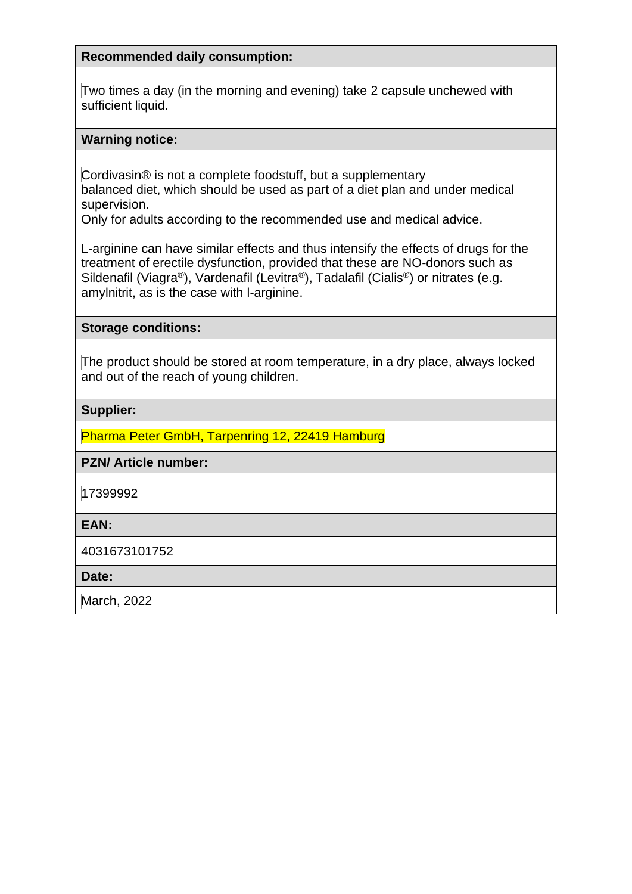**Recommended daily consumption:**

Two times a day (in the morning and evening) take 2 capsule unchewed with sufficient liquid.

**Warning notice:**

Cordivasin® is not a complete foodstuff, but a supplementary balanced diet, which should be used as part of a diet plan and under medical supervision.
Only for adults according to the recommended use and medical advice.

L-arginine can have similar effects and thus intensify the effects of drugs for the treatment of erectile dysfunction, provided that these are NO-donors such as Sildenafil (Viagra®), Vardenafil (Levitra®), Tadalafil (Cialis®) or nitrates (e.g. amylnitrit, as is the case with l-arginine.

**Storage conditions:**

The product should be stored at room temperature, in a dry place, always locked and out of the reach of young children.

**Supplier:**

Pharma Peter GmbH, Tarpenring 12, 22419 Hamburg

**PZN/ Article number:**

17399992

**EAN:**

4031673101752

**Date:**

March, 2022